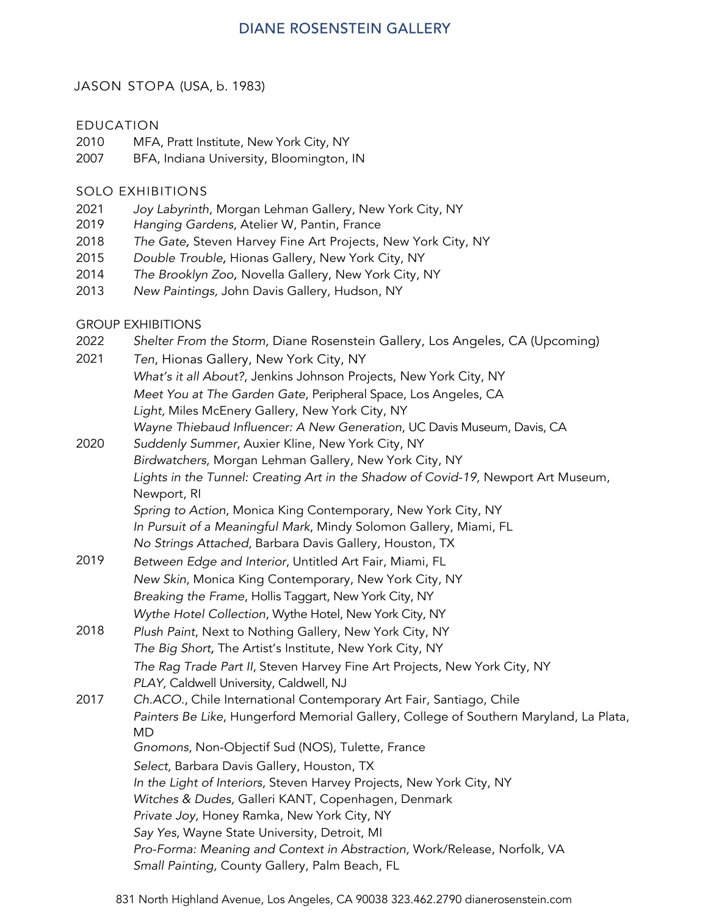# JASON STOPA (USA, b. 1983)

## EDUCATION

2010 MFA, Pratt Institute, New York City, NY
2007 BFA, Indiana University, Bloomington, IN

## SOLO EXHIBITIONS

2021 *Joy Labyrinth*, Morgan Lehman Gallery, New York City, NY
2019 *Hanging Gardens*, Atelier W, Pantin, France
2018 *The Gate,* Steven Harvey Fine Art Projects, New York City, NY
2015 *Double Trouble,* Hionas Gallery, New York City, NY
2014 *The Brooklyn Zoo,* Novella Gallery, New York City, NY
2013 *New Paintings,* John Davis Gallery, Hudson, NY

## GROUP EXHIBITIONS

2022 *Shelter From the Storm,* Diane Rosenstein Gallery, Los Angeles, CA (Upcoming)

2021 *Ten*, Hionas Gallery, New York City, NY
*What's it all About?*, Jenkins Johnson Projects, New York City, NY
*Meet You at The Garden Gate*, Peripheral Space, Los Angeles, CA
*Light,* Miles McEnery Gallery, New York City, NY
*Wayne Thiebaud Influencer: A New Generation*, UC Davis Museum, Davis, CA

2020 *Suddenly Summer*, Auxier Kline, New York City, NY
*Birdwatchers*, Morgan Lehman Gallery, New York City, NY
*Lights in the Tunnel: Creating Art in the Shadow of Covid-19,* Newport Art Museum, Newport, RI
*Spring to Action*, Monica King Contemporary, New York City, NY
*In Pursuit of a Meaningful Mark*, Mindy Solomon Gallery, Miami, FL
*No Strings Attached*, Barbara Davis Gallery, Houston, TX

2019 *Between Edge and Interior*, Untitled Art Fair, Miami, FL
*New Skin*, Monica King Contemporary, New York City, NY
*Breaking the Frame*, Hollis Taggart, New York City, NY
*Wythe Hotel Collection*, Wythe Hotel, New York City, NY

2018 *Plush Paint*, Next to Nothing Gallery, New York City, NY
*The Big Short,* The Artist's Institute, New York City, NY
*The Rag Trade Part II*, Steven Harvey Fine Art Projects, New York City, NY
*PLAY,* Caldwell University, Caldwell, NJ

2017 *Ch.ACO.*, Chile International Contemporary Art Fair, Santiago, Chile
*Painters Be Like*, Hungerford Memorial Gallery, College of Southern Maryland, La Plata, MD
*Gnomons*, Non-Objectif Sud (NOS), Tulette, France
*Select,* Barbara Davis Gallery, Houston, TX
*In the Light of Interiors*, Steven Harvey Projects, New York City, NY
*Witches & Dudes,* Galleri KANT, Copenhagen, Denmark
*Private Joy*, Honey Ramka, New York City, NY
*Say Yes*, Wayne State University, Detroit, MI
*Pro-Forma: Meaning and Context in Abstraction,* Work/Release, Norfolk, VA
*Small Painting,* County Gallery, Palm Beach, FL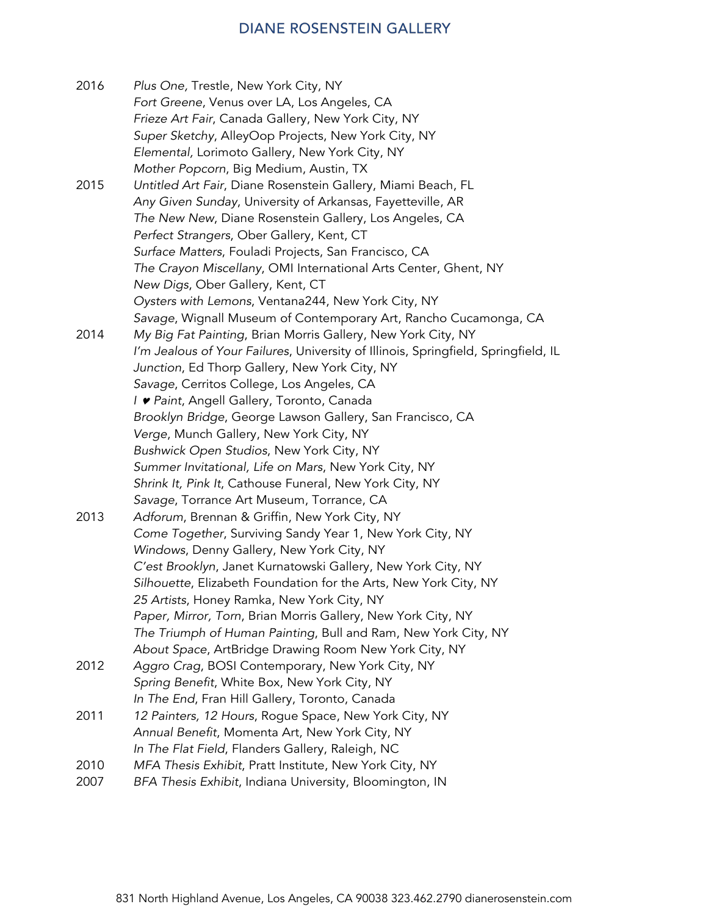2016 *Plus One*, Trestle, New York City, NY
*Fort Greene*, Venus over LA, Los Angeles, CA
*Frieze Art Fair*, Canada Gallery, New York City, NY
*Super Sketchy*, AlleyOop Projects, New York City, NY
*Elemental*, Lorimoto Gallery, New York City, NY
*Mother Popcorn*, Big Medium, Austin, TX

2015 *Untitled Art Fair*, Diane Rosenstein Gallery, Miami Beach, FL
*Any Given Sunday*, University of Arkansas, Fayetteville, AR
*The New New*, Diane Rosenstein Gallery, Los Angeles, CA
*Perfect Strangers*, Ober Gallery, Kent, CT
*Surface Matters*, Fouladi Projects, San Francisco, CA
*The Crayon Miscellany*, OMI International Arts Center, Ghent, NY
*New Digs*, Ober Gallery, Kent, CT
*Oysters with Lemons*, Ventana244, New York City, NY
*Savage*, Wignall Museum of Contemporary Art, Rancho Cucamonga, CA

2014 *My Big Fat Painting*, Brian Morris Gallery, New York City, NY
*I'm Jealous of Your Failures*, University of Illinois, Springfield, Springfield, IL
*Junction*, Ed Thorp Gallery, New York City, NY
*Savage*, Cerritos College, Los Angeles, CA
*I ♥ Paint*, Angell Gallery, Toronto, Canada
*Brooklyn Bridge*, George Lawson Gallery, San Francisco, CA
*Verge*, Munch Gallery, New York City, NY
*Bushwick Open Studios*, New York City, NY
*Summer Invitational, Life on Mars*, New York City, NY
*Shrink It, Pink It*, Cathouse Funeral, New York City, NY
*Savage*, Torrance Art Museum, Torrance, CA

2013 *Adforum*, Brennan & Griffin, New York City, NY
*Come Together*, Surviving Sandy Year 1, New York City, NY
*Windows*, Denny Gallery, New York City, NY
*C'est Brooklyn*, Janet Kurnatowski Gallery, New York City, NY
*Silhouette*, Elizabeth Foundation for the Arts, New York City, NY
*25 Artists*, Honey Ramka, New York City, NY
*Paper, Mirror, Torn*, Brian Morris Gallery, New York City, NY
*The Triumph of Human Painting*, Bull and Ram, New York City, NY
*About Space*, ArtBridge Drawing Room New York City, NY

2012 *Aggro Crag*, BOSI Contemporary, New York City, NY
*Spring Benefit*, White Box, New York City, NY
*In The End*, Fran Hill Gallery, Toronto, Canada

2011 *12 Painters, 12 Hours*, Rogue Space, New York City, NY
*Annual Benefit*, Momenta Art, New York City, NY
*In The Flat Field*, Flanders Gallery, Raleigh, NC

2010 *MFA Thesis Exhibit*, Pratt Institute, New York City, NY

2007 *BFA Thesis Exhibit*, Indiana University, Bloomington, IN